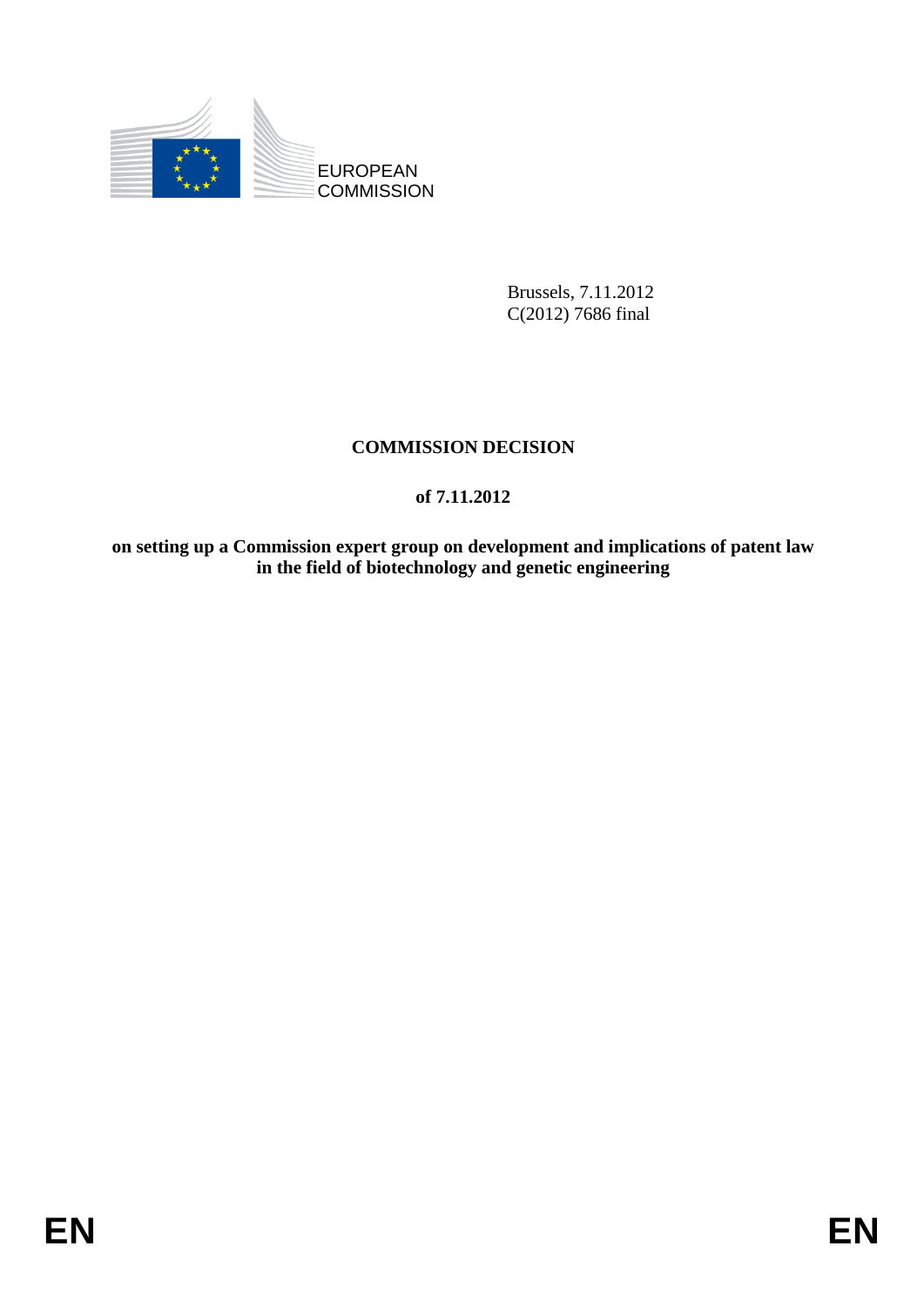EUROPEAN COMMISSION

Brussels, 7.11.2012
C(2012) 7686 final

# COMMISSION DECISION

## of 7.11.2012

## on setting up a Commission expert group on development and implications of patent law in the field of biotechnology and genetic engineering

EN EN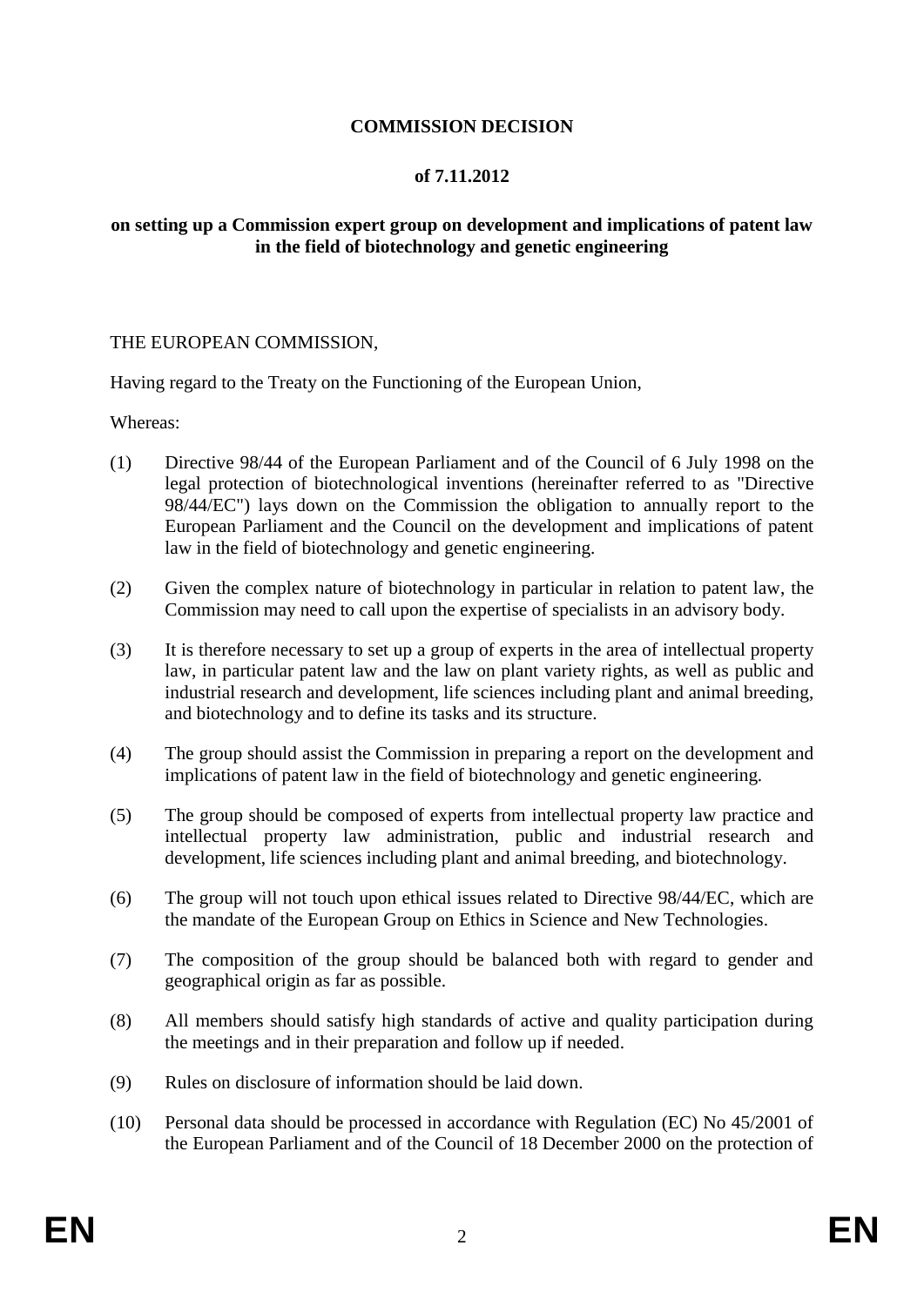**COMMISSION DECISION**

**of 7.11.2012**

**on setting up a Commission expert group on development and implications of patent law in the field of biotechnology and genetic engineering**

THE EUROPEAN COMMISSION,

Having regard to the Treaty on the Functioning of the European Union,

Whereas:

(1) Directive 98/44 of the European Parliament and of the Council of 6 July 1998 on the legal protection of biotechnological inventions (hereinafter referred to as "Directive 98/44/EC") lays down on the Commission the obligation to annually report to the European Parliament and the Council on the development and implications of patent law in the field of biotechnology and genetic engineering.

(2) Given the complex nature of biotechnology in particular in relation to patent law, the Commission may need to call upon the expertise of specialists in an advisory body.

(3) It is therefore necessary to set up a group of experts in the area of intellectual property law, in particular patent law and the law on plant variety rights, as well as public and industrial research and development, life sciences including plant and animal breeding, and biotechnology and to define its tasks and its structure.

(4) The group should assist the Commission in preparing a report on the development and implications of patent law in the field of biotechnology and genetic engineering.

(5) The group should be composed of experts from intellectual property law practice and intellectual property law administration, public and industrial research and development, life sciences including plant and animal breeding, and biotechnology.

(6) The group will not touch upon ethical issues related to Directive 98/44/EC, which are the mandate of the European Group on Ethics in Science and New Technologies.

(7) The composition of the group should be balanced both with regard to gender and geographical origin as far as possible.

(8) All members should satisfy high standards of active and quality participation during the meetings and in their preparation and follow up if needed.

(9) Rules on disclosure of information should be laid down.

(10) Personal data should be processed in accordance with Regulation (EC) No 45/2001 of the European Parliament and of the Council of 18 December 2000 on the protection of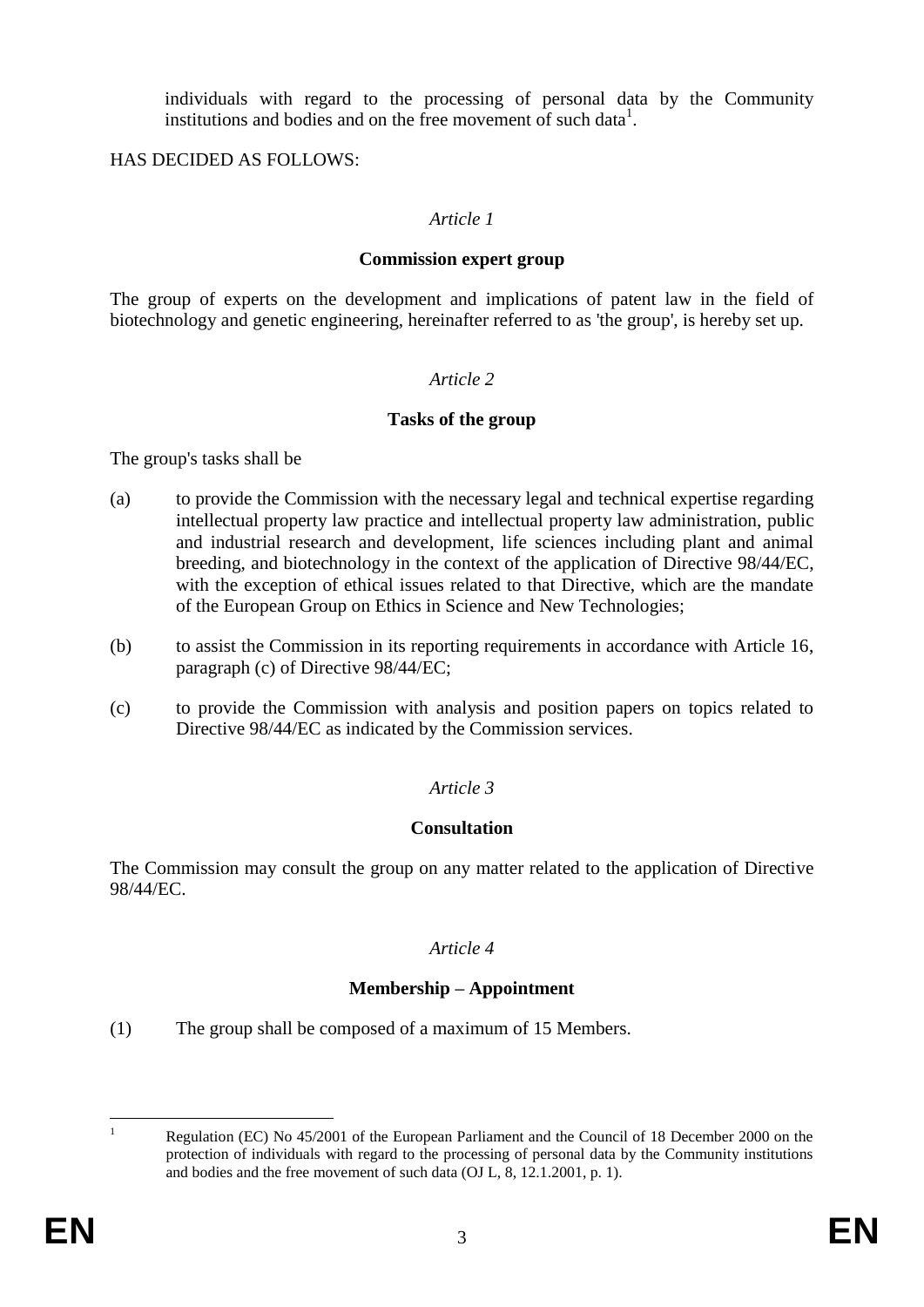individuals with regard to the processing of personal data by the Community institutions and bodies and on the free movement of such data[1].

HAS DECIDED AS FOLLOWS:

*Article 1*

**Commission expert group**

The group of experts on the development and implications of patent law in the field of biotechnology and genetic engineering, hereinafter referred to as 'the group', is hereby set up.

*Article 2*

**Tasks of the group**

The group's tasks shall be

(a) to provide the Commission with the necessary legal and technical expertise regarding intellectual property law practice and intellectual property law administration, public and industrial research and development, life sciences including plant and animal breeding, and biotechnology in the context of the application of Directive 98/44/EC, with the exception of ethical issues related to that Directive, which are the mandate of the European Group on Ethics in Science and New Technologies;

(b) to assist the Commission in its reporting requirements in accordance with Article 16, paragraph (c) of Directive 98/44/EC;

(c) to provide the Commission with analysis and position papers on topics related to Directive 98/44/EC as indicated by the Commission services.

*Article 3*

**Consultation**

The Commission may consult the group on any matter related to the application of Directive 98/44/EC.

*Article 4*

**Membership – Appointment**

(1) The group shall be composed of a maximum of 15 Members.

[1] Regulation (EC) No 45/2001 of the European Parliament and the Council of 18 December 2000 on the protection of individuals with regard to the processing of personal data by the Community institutions and bodies and the free movement of such data (OJ L, 8, 12.1.2001, p. 1).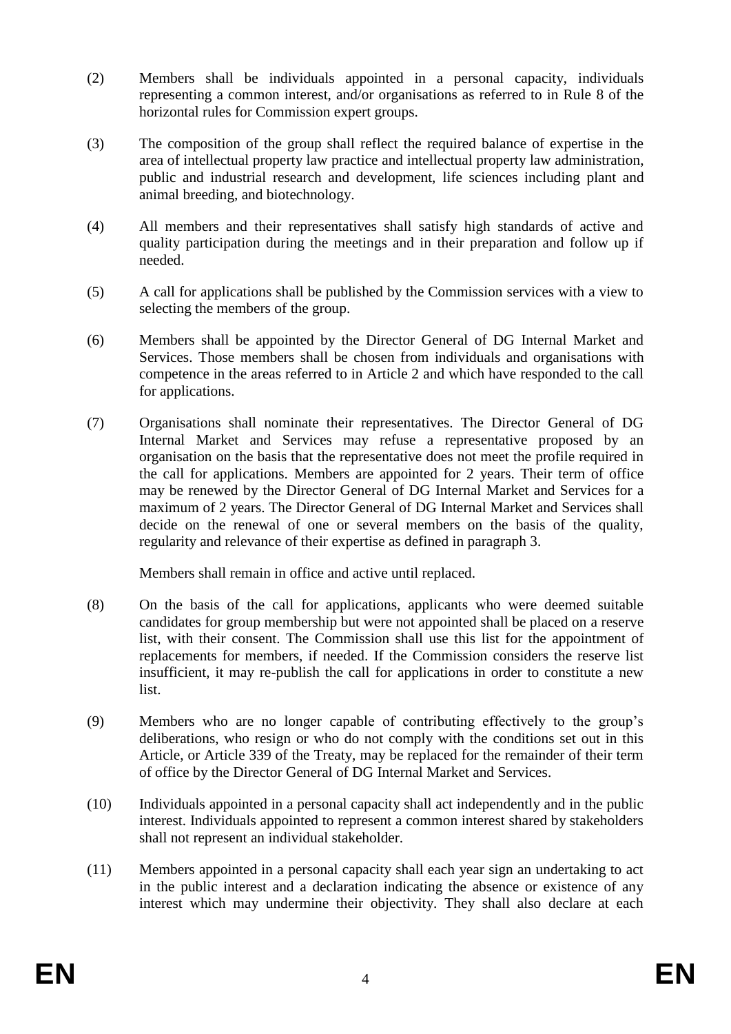(2) Members shall be individuals appointed in a personal capacity, individuals representing a common interest, and/or organisations as referred to in Rule 8 of the horizontal rules for Commission expert groups.

(3) The composition of the group shall reflect the required balance of expertise in the area of intellectual property law practice and intellectual property law administration, public and industrial research and development, life sciences including plant and animal breeding, and biotechnology.

(4) All members and their representatives shall satisfy high standards of active and quality participation during the meetings and in their preparation and follow up if needed.

(5) A call for applications shall be published by the Commission services with a view to selecting the members of the group.

(6) Members shall be appointed by the Director General of DG Internal Market and Services. Those members shall be chosen from individuals and organisations with competence in the areas referred to in Article 2 and which have responded to the call for applications.

(7) Organisations shall nominate their representatives. The Director General of DG Internal Market and Services may refuse a representative proposed by an organisation on the basis that the representative does not meet the profile required in the call for applications. Members are appointed for 2 years. Their term of office may be renewed by the Director General of DG Internal Market and Services for a maximum of 2 years. The Director General of DG Internal Market and Services shall decide on the renewal of one or several members on the basis of the quality, regularity and relevance of their expertise as defined in paragraph 3.

Members shall remain in office and active until replaced.

(8) On the basis of the call for applications, applicants who were deemed suitable candidates for group membership but were not appointed shall be placed on a reserve list, with their consent. The Commission shall use this list for the appointment of replacements for members, if needed. If the Commission considers the reserve list insufficient, it may re-publish the call for applications in order to constitute a new list.

(9) Members who are no longer capable of contributing effectively to the group's deliberations, who resign or who do not comply with the conditions set out in this Article, or Article 339 of the Treaty, may be replaced for the remainder of their term of office by the Director General of DG Internal Market and Services.

(10) Individuals appointed in a personal capacity shall act independently and in the public interest. Individuals appointed to represent a common interest shared by stakeholders shall not represent an individual stakeholder.

(11) Members appointed in a personal capacity shall each year sign an undertaking to act in the public interest and a declaration indicating the absence or existence of any interest which may undermine their objectivity. They shall also declare at each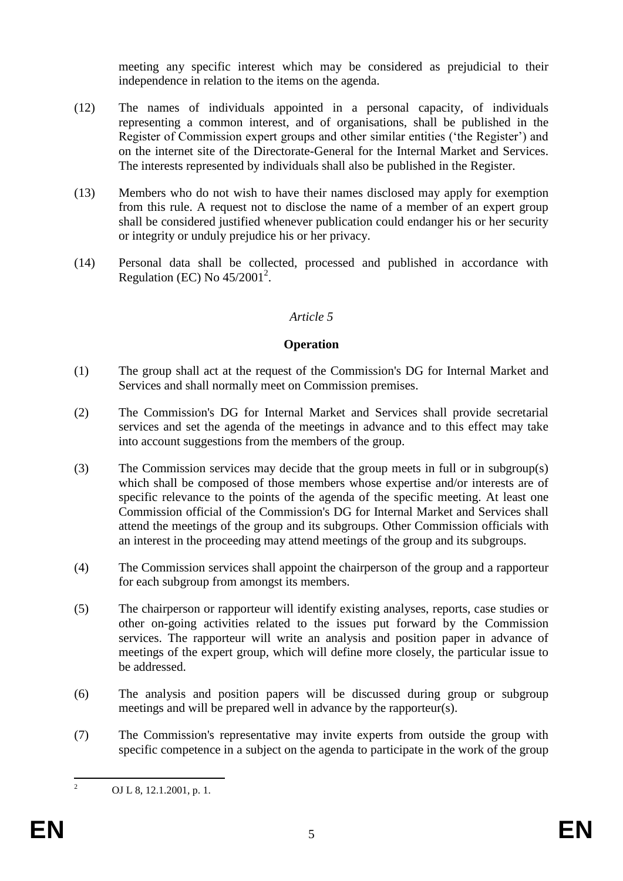meeting any specific interest which may be considered as prejudicial to their independence in relation to the items on the agenda.

(12) The names of individuals appointed in a personal capacity, of individuals representing a common interest, and of organisations, shall be published in the Register of Commission expert groups and other similar entities ('the Register') and on the internet site of the Directorate-General for the Internal Market and Services. The interests represented by individuals shall also be published in the Register.

(13) Members who do not wish to have their names disclosed may apply for exemption from this rule. A request not to disclose the name of a member of an expert group shall be considered justified whenever publication could endanger his or her security or integrity or unduly prejudice his or her privacy.

(14) Personal data shall be collected, processed and published in accordance with Regulation (EC) No 45/2001[2].

*Article 5*

**Operation**

(1) The group shall act at the request of the Commission's DG for Internal Market and Services and shall normally meet on Commission premises.

(2) The Commission's DG for Internal Market and Services shall provide secretarial services and set the agenda of the meetings in advance and to this effect may take into account suggestions from the members of the group.

(3) The Commission services may decide that the group meets in full or in subgroup(s) which shall be composed of those members whose expertise and/or interests are of specific relevance to the points of the agenda of the specific meeting. At least one Commission official of the Commission's DG for Internal Market and Services shall attend the meetings of the group and its subgroups. Other Commission officials with an interest in the proceeding may attend meetings of the group and its subgroups.

(4) The Commission services shall appoint the chairperson of the group and a rapporteur for each subgroup from amongst its members.

(5) The chairperson or rapporteur will identify existing analyses, reports, case studies or other on-going activities related to the issues put forward by the Commission services. The rapporteur will write an analysis and position paper in advance of meetings of the expert group, which will define more closely, the particular issue to be addressed.

(6) The analysis and position papers will be discussed during group or subgroup meetings and will be prepared well in advance by the rapporteur(s).

(7) The Commission's representative may invite experts from outside the group with specific competence in a subject on the agenda to participate in the work of the group

[2] OJ L 8, 12.1.2001, p. 1.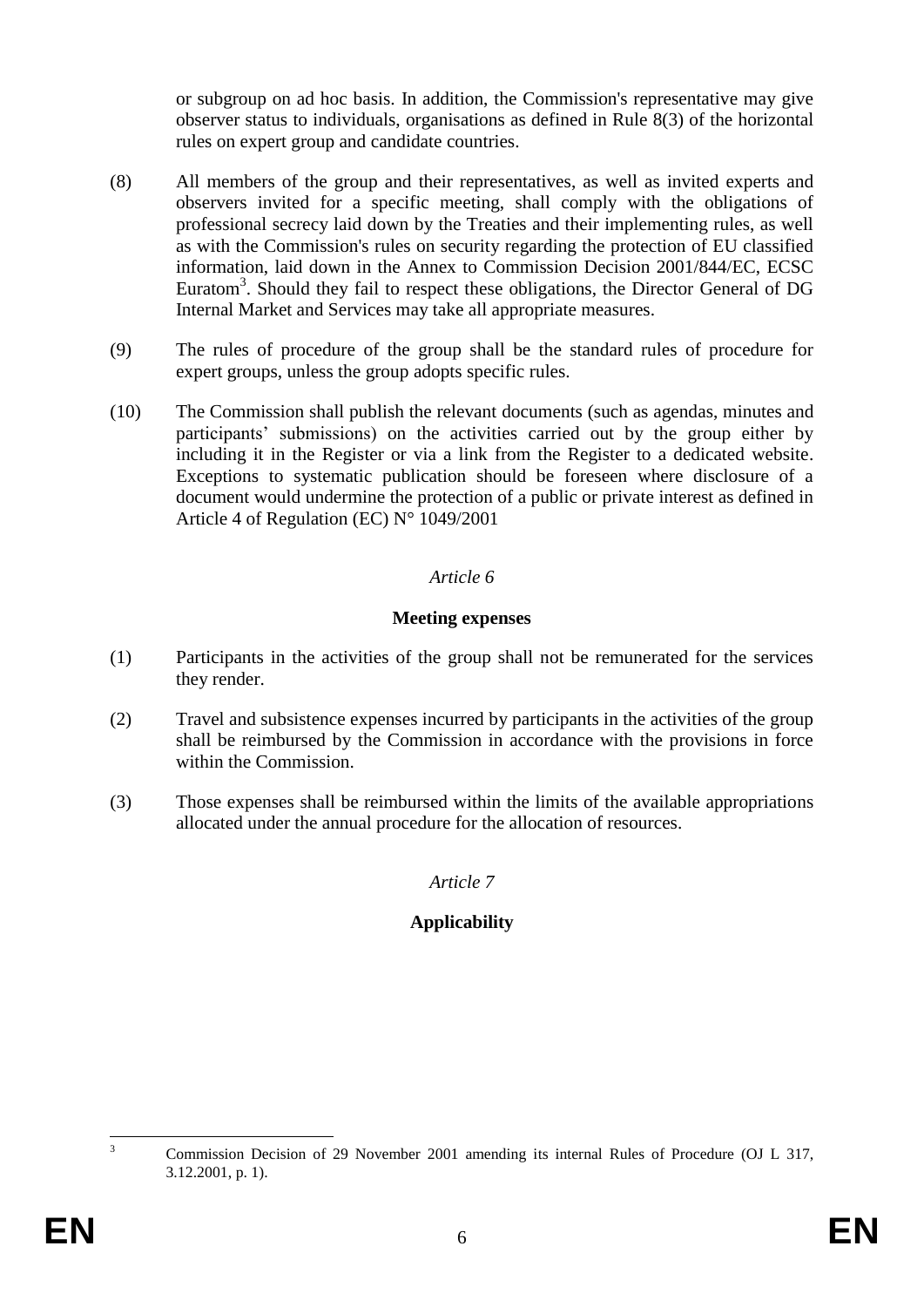or subgroup on ad hoc basis. In addition, the Commission's representative may give observer status to individuals, organisations as defined in Rule 8(3) of the horizontal rules on expert group and candidate countries.

(8) All members of the group and their representatives, as well as invited experts and observers invited for a specific meeting, shall comply with the obligations of professional secrecy laid down by the Treaties and their implementing rules, as well as with the Commission's rules on security regarding the protection of EU classified information, laid down in the Annex to Commission Decision 2001/844/EC, ECSC Euratom[3]. Should they fail to respect these obligations, the Director General of DG Internal Market and Services may take all appropriate measures.

(9) The rules of procedure of the group shall be the standard rules of procedure for expert groups, unless the group adopts specific rules.

(10) The Commission shall publish the relevant documents (such as agendas, minutes and participants' submissions) on the activities carried out by the group either by including it in the Register or via a link from the Register to a dedicated website. Exceptions to systematic publication should be foreseen where disclosure of a document would undermine the protection of a public or private interest as defined in Article 4 of Regulation (EC) N° 1049/2001

*Article 6*

**Meeting expenses**

(1) Participants in the activities of the group shall not be remunerated for the services they render.

(2) Travel and subsistence expenses incurred by participants in the activities of the group shall be reimbursed by the Commission in accordance with the provisions in force within the Commission.

(3) Those expenses shall be reimbursed within the limits of the available appropriations allocated under the annual procedure for the allocation of resources.

*Article 7*

**Applicability**

[3] Commission Decision of 29 November 2001 amending its internal Rules of Procedure (OJ L 317, 3.12.2001, p. 1).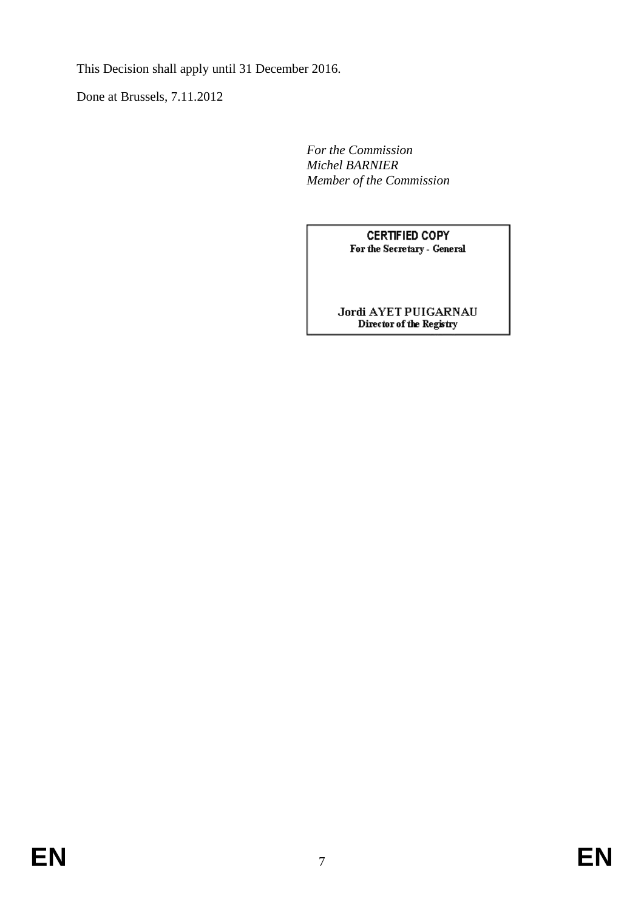This Decision shall apply until 31 December 2016.

Done at Brussels, 7.11.2012

*For the Commission*
*Michel BARNIER*
*Member of the Commission*

**CERTIFIED COPY**
**For the Secretary - General**

**Jordi AYET PUIGARNAU**
**Director of the Registry**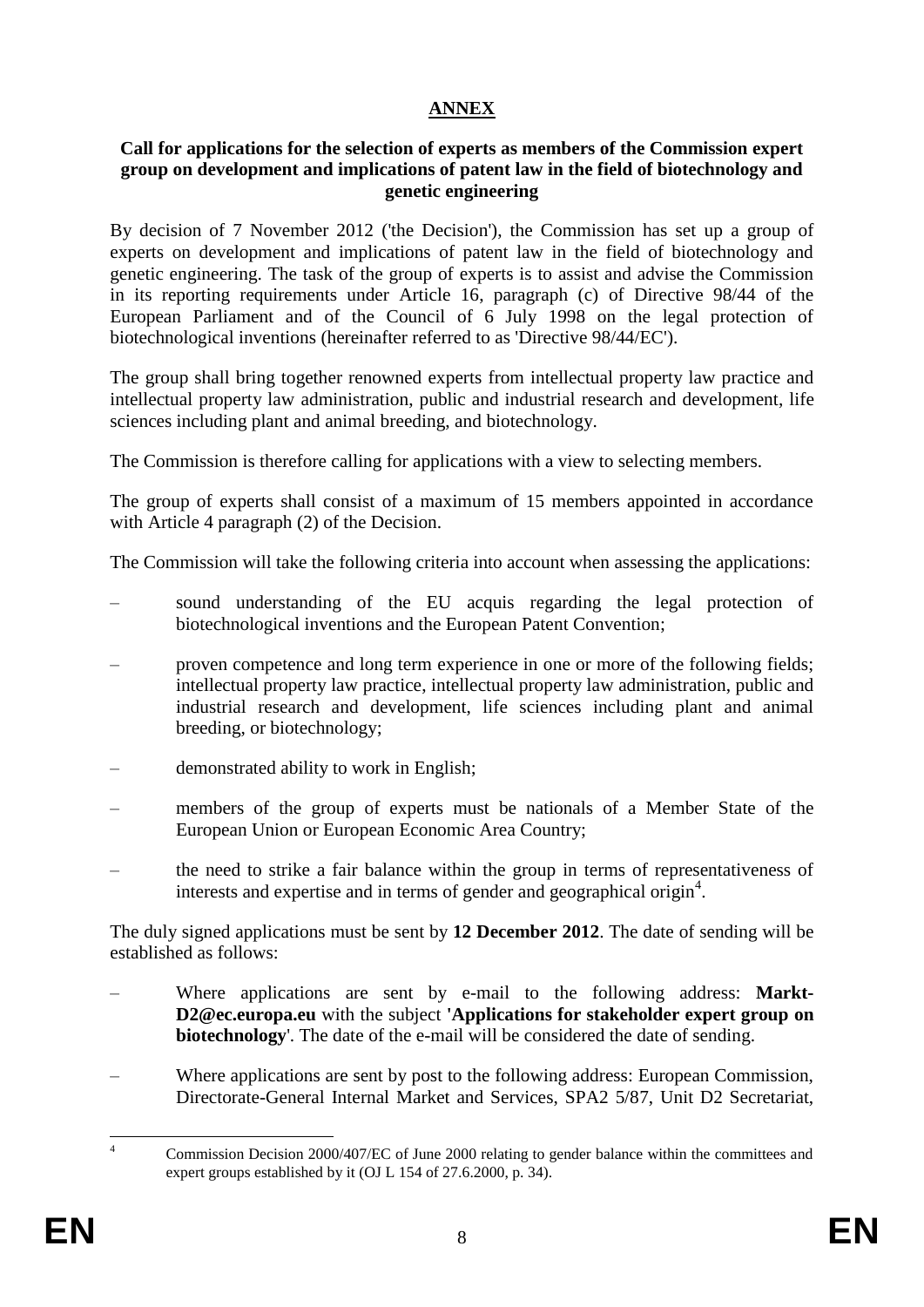# **ANNEX**

**Call for applications for the selection of experts as members of the Commission expert group on development and implications of patent law in the field of biotechnology and genetic engineering**

By decision of 7 November 2012 ('the Decision'), the Commission has set up a group of experts on development and implications of patent law in the field of biotechnology and genetic engineering. The task of the group of experts is to assist and advise the Commission in its reporting requirements under Article 16, paragraph (c) of Directive 98/44 of the European Parliament and of the Council of 6 July 1998 on the legal protection of biotechnological inventions (hereinafter referred to as 'Directive 98/44/EC').

The group shall bring together renowned experts from intellectual property law practice and intellectual property law administration, public and industrial research and development, life sciences including plant and animal breeding, and biotechnology.

The Commission is therefore calling for applications with a view to selecting members.

The group of experts shall consist of a maximum of 15 members appointed in accordance with Article 4 paragraph (2) of the Decision.

The Commission will take the following criteria into account when assessing the applications:

- sound understanding of the EU acquis regarding the legal protection of biotechnological inventions and the European Patent Convention;
- proven competence and long term experience in one or more of the following fields; intellectual property law practice, intellectual property law administration, public and industrial research and development, life sciences including plant and animal breeding, or biotechnology;
- demonstrated ability to work in English;
- members of the group of experts must be nationals of a Member State of the European Union or European Economic Area Country;
- the need to strike a fair balance within the group in terms of representativeness of interests and expertise and in terms of gender and geographical origin[4].

The duly signed applications must be sent by **12 December 2012**. The date of sending will be established as follows:

- Where applications are sent by e-mail to the following address: **Markt-D2@ec.europa.eu** with the subject **'Applications for stakeholder expert group on biotechnology'**. The date of the e-mail will be considered the date of sending.
- Where applications are sent by post to the following address: European Commission, Directorate-General Internal Market and Services, SPA2 5/87, Unit D2 Secretariat,

[4] Commission Decision 2000/407/EC of June 2000 relating to gender balance within the committees and expert groups established by it (OJ L 154 of 27.6.2000, p. 34).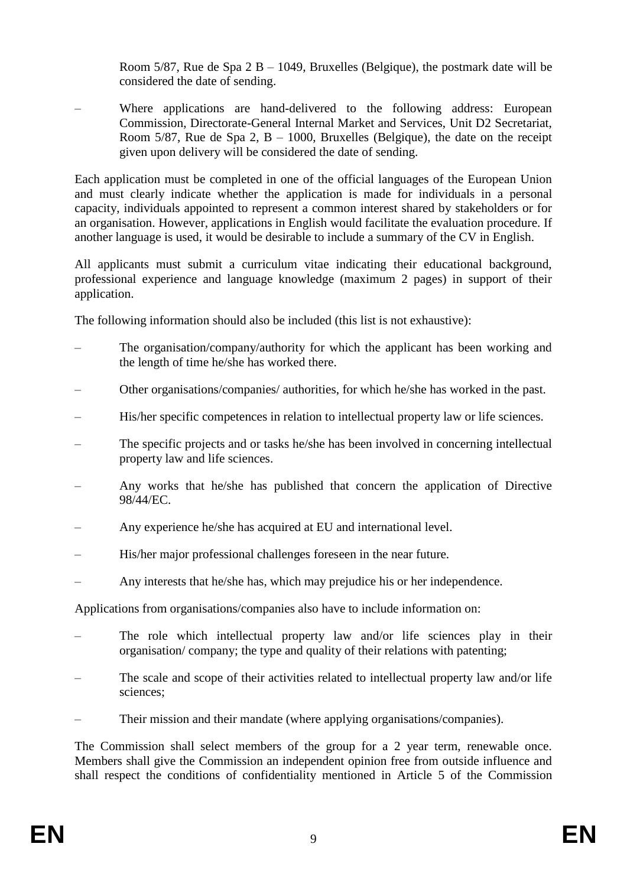Room 5/87, Rue de Spa 2 B – 1049, Bruxelles (Belgique), the postmark date will be considered the date of sending.

– Where applications are hand-delivered to the following address: European Commission, Directorate-General Internal Market and Services, Unit D2 Secretariat, Room 5/87, Rue de Spa 2, B – 1000, Bruxelles (Belgique), the date on the receipt given upon delivery will be considered the date of sending.

Each application must be completed in one of the official languages of the European Union and must clearly indicate whether the application is made for individuals in a personal capacity, individuals appointed to represent a common interest shared by stakeholders or for an organisation. However, applications in English would facilitate the evaluation procedure. If another language is used, it would be desirable to include a summary of the CV in English.

All applicants must submit a curriculum vitae indicating their educational background, professional experience and language knowledge (maximum 2 pages) in support of their application.

The following information should also be included (this list is not exhaustive):

– The organisation/company/authority for which the applicant has been working and the length of time he/she has worked there.

– Other organisations/companies/ authorities, for which he/she has worked in the past.

– His/her specific competences in relation to intellectual property law or life sciences.

– The specific projects and or tasks he/she has been involved in concerning intellectual property law and life sciences.

– Any works that he/she has published that concern the application of Directive 98/44/EC.

– Any experience he/she has acquired at EU and international level.

– His/her major professional challenges foreseen in the near future.

– Any interests that he/she has, which may prejudice his or her independence.

Applications from organisations/companies also have to include information on:

– The role which intellectual property law and/or life sciences play in their organisation/ company; the type and quality of their relations with patenting;

– The scale and scope of their activities related to intellectual property law and/or life sciences;

– Their mission and their mandate (where applying organisations/companies).

The Commission shall select members of the group for a 2 year term, renewable once. Members shall give the Commission an independent opinion free from outside influence and shall respect the conditions of confidentiality mentioned in Article 5 of the Commission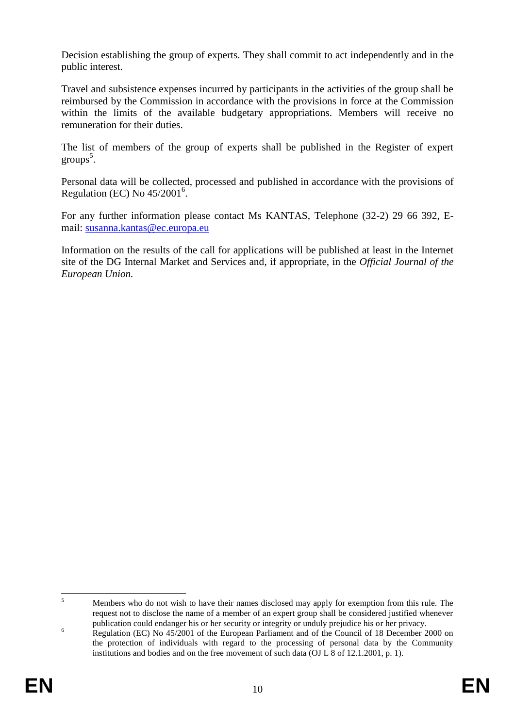Decision establishing the group of experts. They shall commit to act independently and in the public interest.

Travel and subsistence expenses incurred by participants in the activities of the group shall be reimbursed by the Commission in accordance with the provisions in force at the Commission within the limits of the available budgetary appropriations. Members will receive no remuneration for their duties.

The list of members of the group of experts shall be published in the Register of expert groups[5].

Personal data will be collected, processed and published in accordance with the provisions of Regulation (EC) No 45/2001[6].

For any further information please contact Ms KANTAS, Telephone (32-2) 29 66 392, E-mail: susanna.kantas@ec.europa.eu

Information on the results of the call for applications will be published at least in the Internet site of the DG Internal Market and Services and, if appropriate, in the *Official Journal of the European Union.*

---

[5] Members who do not wish to have their names disclosed may apply for exemption from this rule. The request not to disclose the name of a member of an expert group shall be considered justified whenever publication could endanger his or her security or integrity or unduly prejudice his or her privacy.

[6] Regulation (EC) No 45/2001 of the European Parliament and of the Council of 18 December 2000 on the protection of individuals with regard to the processing of personal data by the Community institutions and bodies and on the free movement of such data (OJ L 8 of 12.1.2001, p. 1).